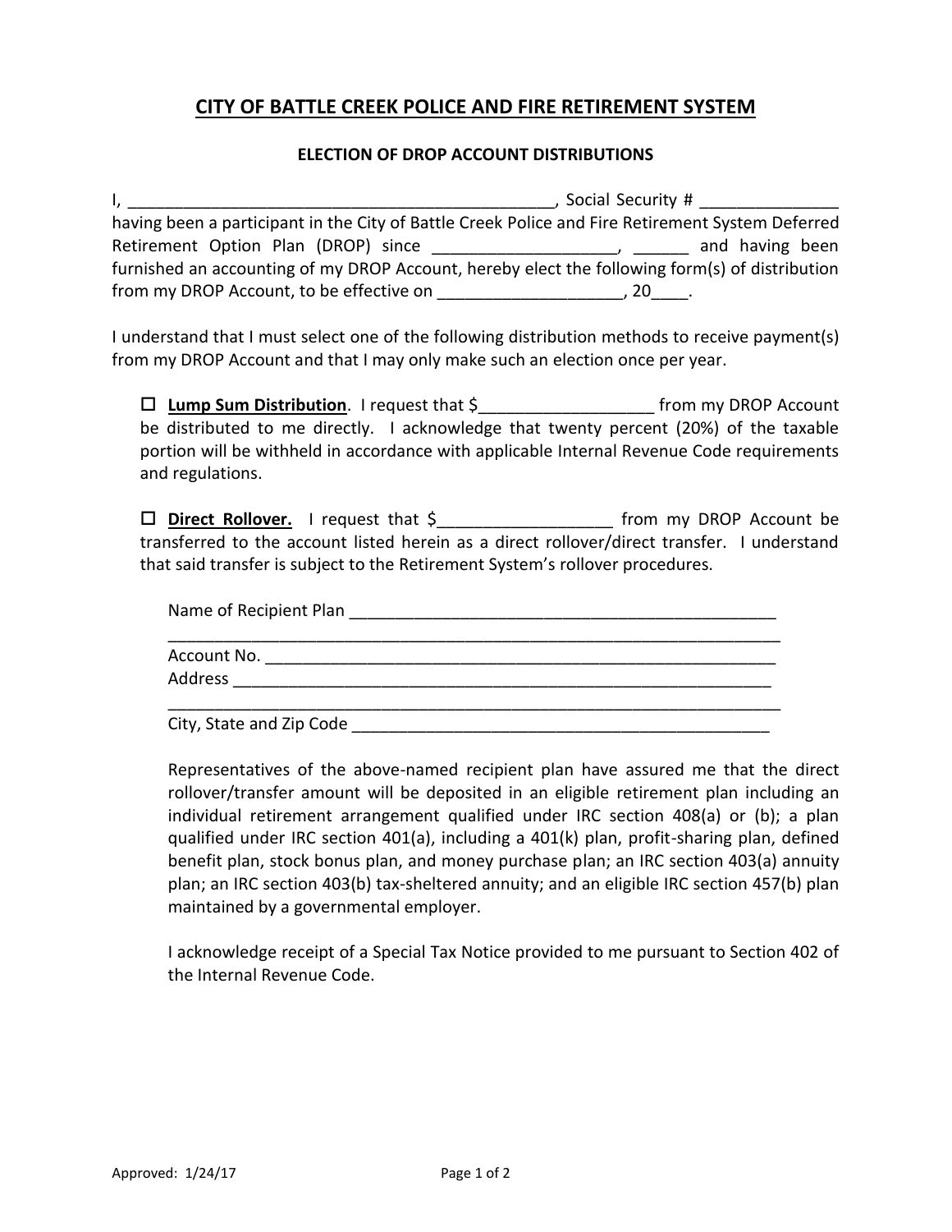# CITY OF BATTLE CREEK POLICE AND FIRE RETIREMENT SYSTEM

## ELECTION OF DROP ACCOUNT DISTRIBUTIONS

I, ______________________________________________, Social Security # ______________ having been a participant in the City of Battle Creek Police and Fire Retirement System Deferred Retirement Option Plan (DROP) since ___________________, ______ and having been furnished an accounting of my DROP Account, hereby elect the following form(s) of distribution from my DROP Account, to be effective on ___________________, 20____.

I understand that I must select one of the following distribution methods to receive payment(s) from my DROP Account and that I may only make such an election once per year.

☐ **Lump Sum Distribution**. I request that $__________________ from my DROP Account be distributed to me directly. I acknowledge that twenty percent (20%) of the taxable portion will be withheld in accordance with applicable Internal Revenue Code requirements and regulations.

☐ **Direct Rollover.** I request that $__________________ from my DROP Account be transferred to the account listed herein as a direct rollover/direct transfer. I understand that said transfer is subject to the Retirement System's rollover procedures.

Name of Recipient Plan ______________________________________________
_________________________________________________________________
Account No. _______________________________________________________
Address ___________________________________________________________
_________________________________________________________________
City, State and Zip Code ______________________________________________

Representatives of the above-named recipient plan have assured me that the direct rollover/transfer amount will be deposited in an eligible retirement plan including an individual retirement arrangement qualified under IRC section 408(a) or (b); a plan qualified under IRC section 401(a), including a 401(k) plan, profit-sharing plan, defined benefit plan, stock bonus plan, and money purchase plan; an IRC section 403(a) annuity plan; an IRC section 403(b) tax-sheltered annuity; and an eligible IRC section 457(b) plan maintained by a governmental employer.

I acknowledge receipt of a Special Tax Notice provided to me pursuant to Section 402 of the Internal Revenue Code.

Approved: 1/24/17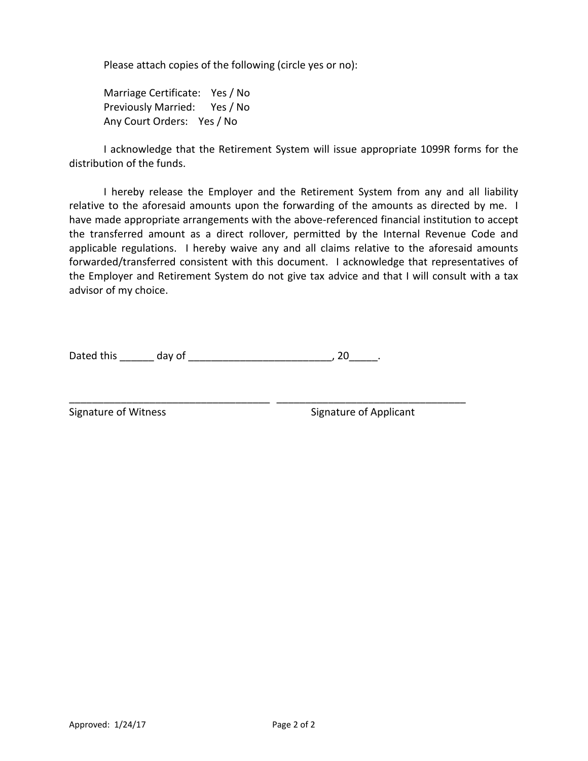Please attach copies of the following (circle yes or no):

Marriage Certificate: Yes / No
Previously Married: Yes / No
Any Court Orders: Yes / No

I acknowledge that the Retirement System will issue appropriate 1099R forms for the distribution of the funds.

I hereby release the Employer and the Retirement System from any and all liability relative to the aforesaid amounts upon the forwarding of the amounts as directed by me. I have made appropriate arrangements with the above-referenced financial institution to accept the transferred amount as a direct rollover, permitted by the Internal Revenue Code and applicable regulations. I hereby waive any and all claims relative to the aforesaid amounts forwarded/transferred consistent with this document. I acknowledge that representatives of the Employer and Retirement System do not give tax advice and that I will consult with a tax advisor of my choice.

Dated this ______ day of _________________________, 20_____.

___________________________________ ________________________________

Signature of Witness Signature of Applicant

Approved: 1/24/17